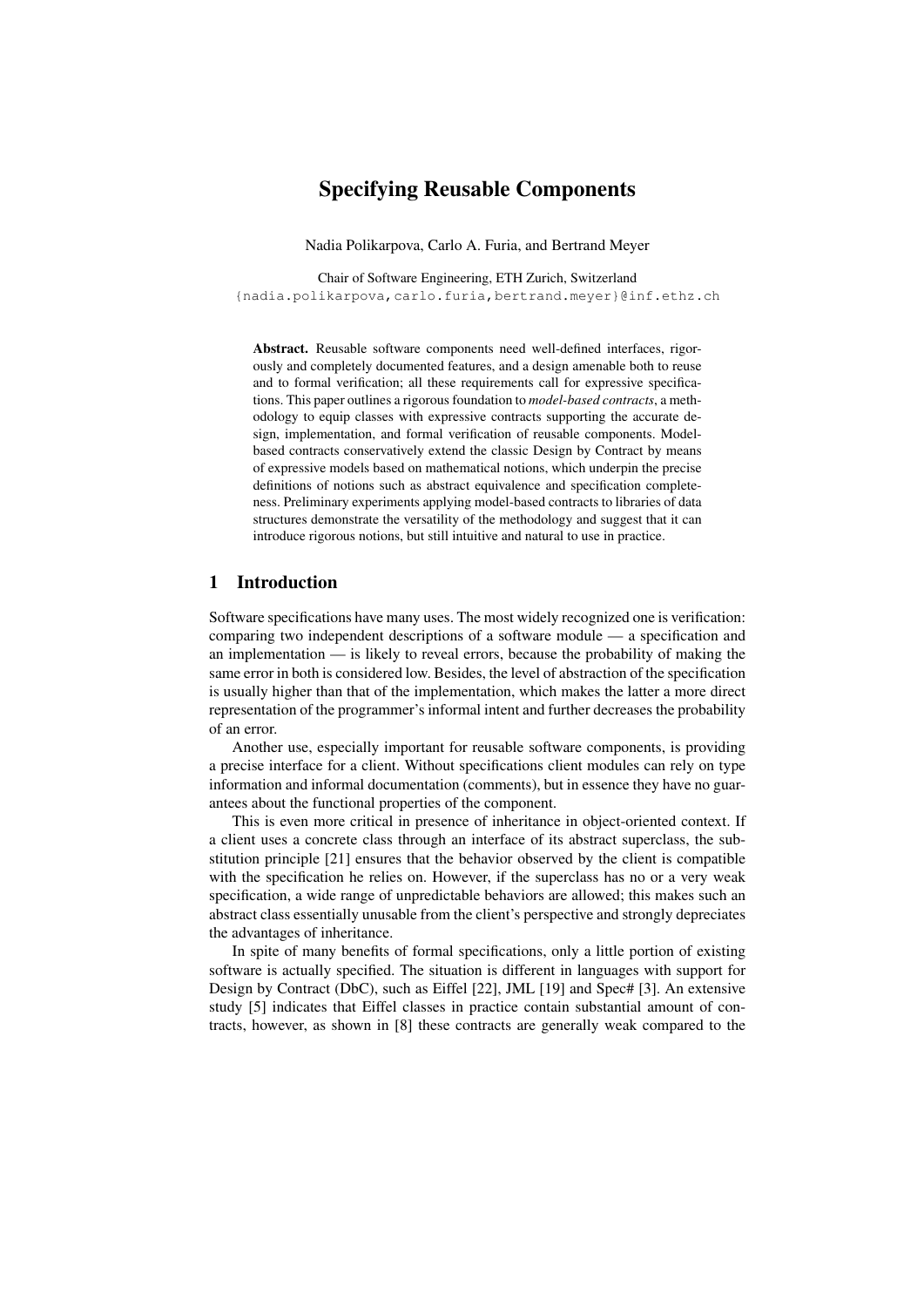# Specifying Reusable Components

Nadia Polikarpova, Carlo A. Furia, and Bertrand Meyer

Chair of Software Engineering, ETH Zurich, Switzerland
{nadia.polikarpova,carlo.furia,bertrand.meyer}@inf.ethz.ch

**Abstract.** Reusable software components need well-defined interfaces, rigorously and completely documented features, and a design amenable both to reuse and to formal verification; all these requirements call for expressive specifications. This paper outlines a rigorous foundation to *model-based contracts*, a methodology to equip classes with expressive contracts supporting the accurate design, implementation, and formal verification of reusable components. Model-based contracts conservatively extend the classic Design by Contract by means of expressive models based on mathematical notions, which underpin the precise definitions of notions such as abstract equivalence and specification completeness. Preliminary experiments applying model-based contracts to libraries of data structures demonstrate the versatility of the methodology and suggest that it can introduce rigorous notions, but still intuitive and natural to use in practice.

## 1 Introduction

Software specifications have many uses. The most widely recognized one is verification: comparing two independent descriptions of a software module — a specification and an implementation — is likely to reveal errors, because the probability of making the same error in both is considered low. Besides, the level of abstraction of the specification is usually higher than that of the implementation, which makes the latter a more direct representation of the programmer's informal intent and further decreases the probability of an error.

Another use, especially important for reusable software components, is providing a precise interface for a client. Without specifications client modules can rely on type information and informal documentation (comments), but in essence they have no guarantees about the functional properties of the component.

This is even more critical in presence of inheritance in object-oriented context. If a client uses a concrete class through an interface of its abstract superclass, the substitution principle [21] ensures that the behavior observed by the client is compatible with the specification he relies on. However, if the superclass has no or a very weak specification, a wide range of unpredictable behaviors are allowed; this makes such an abstract class essentially unusable from the client's perspective and strongly depreciates the advantages of inheritance.

In spite of many benefits of formal specifications, only a little portion of existing software is actually specified. The situation is different in languages with support for Design by Contract (DbC), such as Eiffel [22], JML [19] and Spec# [3]. An extensive study [5] indicates that Eiffel classes in practice contain substantial amount of contracts, however, as shown in [8] these contracts are generally weak compared to the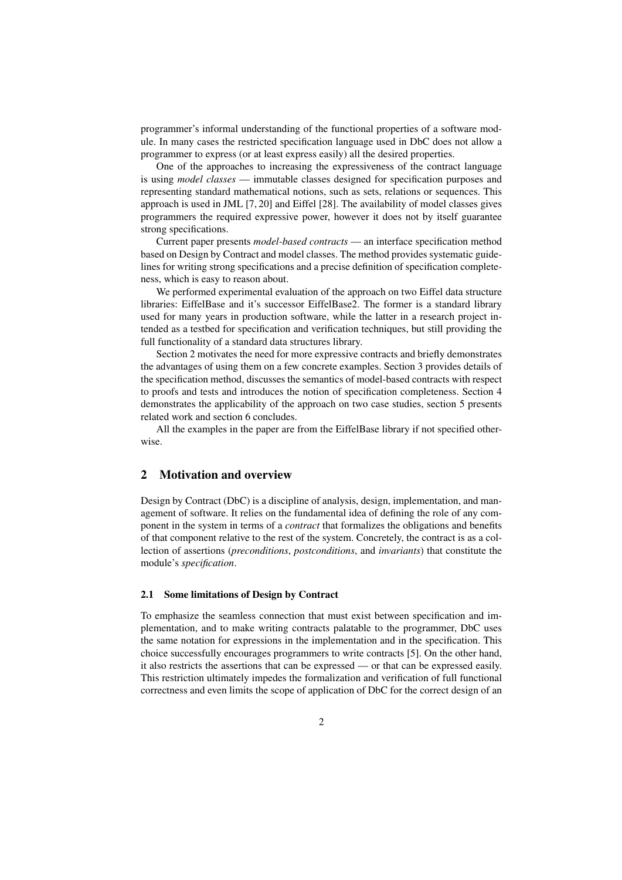programmer's informal understanding of the functional properties of a software module. In many cases the restricted specification language used in DbC does not allow a programmer to express (or at least express easily) all the desired properties.

One of the approaches to increasing the expressiveness of the contract language is using *model classes* — immutable classes designed for specification purposes and representing standard mathematical notions, such as sets, relations or sequences. This approach is used in JML [7, 20] and Eiffel [28]. The availability of model classes gives programmers the required expressive power, however it does not by itself guarantee strong specifications.

Current paper presents *model-based contracts* — an interface specification method based on Design by Contract and model classes. The method provides systematic guidelines for writing strong specifications and a precise definition of specification completeness, which is easy to reason about.

We performed experimental evaluation of the approach on two Eiffel data structure libraries: EiffelBase and it's successor EiffelBase2. The former is a standard library used for many years in production software, while the latter in a research project intended as a testbed for specification and verification techniques, but still providing the full functionality of a standard data structures library.

Section 2 motivates the need for more expressive contracts and briefly demonstrates the advantages of using them on a few concrete examples. Section 3 provides details of the specification method, discusses the semantics of model-based contracts with respect to proofs and tests and introduces the notion of specification completeness. Section 4 demonstrates the applicability of the approach on two case studies, section 5 presents related work and section 6 concludes.

All the examples in the paper are from the EiffelBase library if not specified otherwise.

## 2 Motivation and overview

Design by Contract (DbC) is a discipline of analysis, design, implementation, and management of software. It relies on the fundamental idea of defining the role of any component in the system in terms of a *contract* that formalizes the obligations and benefits of that component relative to the rest of the system. Concretely, the contract is as a collection of assertions (*preconditions*, *postconditions*, and *invariants*) that constitute the module's *specification*.

### 2.1 Some limitations of Design by Contract

To emphasize the seamless connection that must exist between specification and implementation, and to make writing contracts palatable to the programmer, DbC uses the same notation for expressions in the implementation and in the specification. This choice successfully encourages programmers to write contracts [5]. On the other hand, it also restricts the assertions that can be expressed — or that can be expressed easily. This restriction ultimately impedes the formalization and verification of full functional correctness and even limits the scope of application of DbC for the correct design of an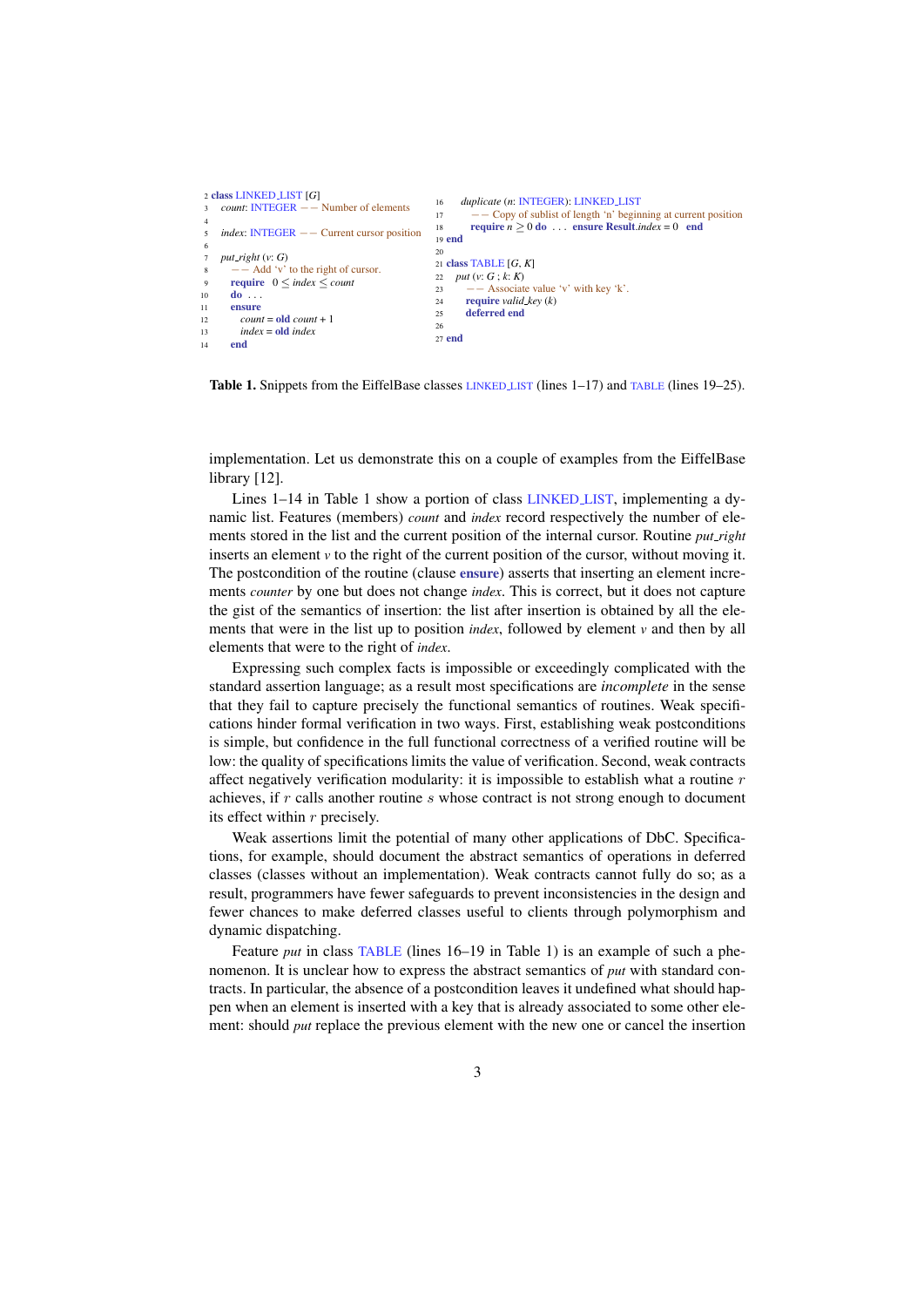```
2  class LINKED_LIST [G]
3    count: INTEGER −− Number of elements
4
5    index: INTEGER −− Current cursor position
6
7    put_right (v: G)
8      −− Add 'v' to the right of cursor.
9      require 0 ≤ index ≤ count
10     do ...
11     ensure
12       count = old count + 1
13       index = old index
14     end

16   duplicate (n: INTEGER): LINKED_LIST
17     −− Copy of sublist of length 'n' beginning at current position
18     require n ≥ 0 do ... ensure Result.index = 0 end
19 end
20
21 class TABLE [G, K]
22   put (v: G ; k: K)
23     −− Associate value 'v' with key 'k'.
24     require valid_key (k)
25     deferred end
26
27 end
```

**Table 1.** Snippets from the EiffelBase classes LINKED_LIST (lines 1–17) and TABLE (lines 19–25).

implementation. Let us demonstrate this on a couple of examples from the EiffelBase library [12].

Lines 1–14 in Table 1 show a portion of class LINKED_LIST, implementing a dynamic list. Features (members) *count* and *index* record respectively the number of elements stored in the list and the current position of the internal cursor. Routine *put_right* inserts an element *v* to the right of the current position of the cursor, without moving it. The postcondition of the routine (clause **ensure**) asserts that inserting an element increments *counter* by one but does not change *index*. This is correct, but it does not capture the gist of the semantics of insertion: the list after insertion is obtained by all the elements that were in the list up to position *index*, followed by element *v* and then by all elements that were to the right of *index*.

Expressing such complex facts is impossible or exceedingly complicated with the standard assertion language; as a result most specifications are *incomplete* in the sense that they fail to capture precisely the functional semantics of routines. Weak specifications hinder formal verification in two ways. First, establishing weak postconditions is simple, but confidence in the full functional correctness of a verified routine will be low: the quality of specifications limits the value of verification. Second, weak contracts affect negatively verification modularity: it is impossible to establish what a routine $r$ achieves, if $r$ calls another routine $s$ whose contract is not strong enough to document its effect within $r$ precisely.

Weak assertions limit the potential of many other applications of DbC. Specifications, for example, should document the abstract semantics of operations in deferred classes (classes without an implementation). Weak contracts cannot fully do so; as a result, programmers have fewer safeguards to prevent inconsistencies in the design and fewer chances to make deferred classes useful to clients through polymorphism and dynamic dispatching.

Feature *put* in class TABLE (lines 16–19 in Table 1) is an example of such a phenomenon. It is unclear how to express the abstract semantics of *put* with standard contracts. In particular, the absence of a postcondition leaves it undefined what should happen when an element is inserted with a key that is already associated to some other element: should *put* replace the previous element with the new one or cancel the insertion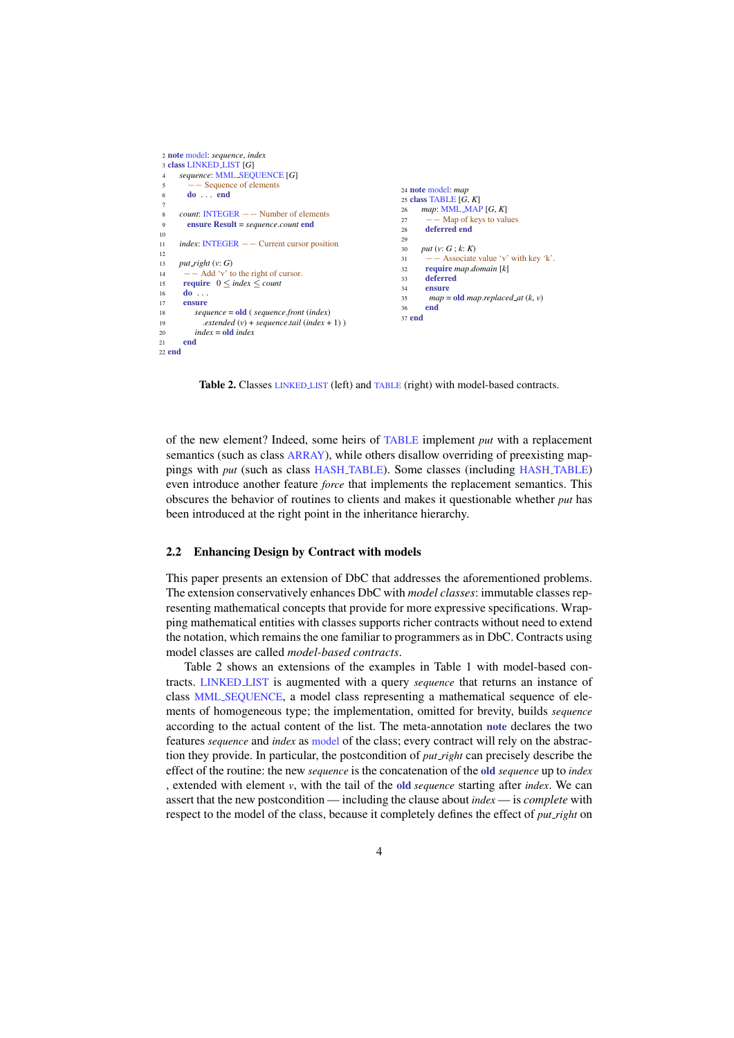```
 2 note model: sequence, index
 3 class LINKED_LIST [G]
 4     sequence: MML_SEQUENCE [G]
 5         -- Sequence of elements
 6       do . . . end
 7
 8     count: INTEGER -- Number of elements
 9       ensure Result = sequence.count end
10
11     index: INTEGER -- Current cursor position
12
13     put_right (v: G)
14       -- Add 'v' to the right of cursor.
15       require 0 ≤ index ≤ count
16       do . . .
17       ensure
18           sequence = old ( sequence.front (index)
19             .extended (v) + sequence.tail (index + 1) )
20           index = old index
21       end
22 end
```

```
24 note model: map
25 class TABLE [G, K]
26     map: MML_MAP [G, K]
27       -- Map of keys to values
28       deferred end
29
30     put (v: G ; k: K)
31       -- Associate value 'v' with key 'k'.
32       require map.domain [k]
33       deferred
34       ensure
35         map = old map.replaced_at (k, v)
36       end
37 end
```

**Table 2.** Classes LINKED_LIST (left) and TABLE (right) with model-based contracts.

of the new element? Indeed, some heirs of TABLE implement *put* with a replacement semantics (such as class ARRAY), while others disallow overriding of preexisting mappings with *put* (such as class HASH_TABLE). Some classes (including HASH_TABLE) even introduce another feature *force* that implements the replacement semantics. This obscures the behavior of routines to clients and makes it questionable whether *put* has been introduced at the right point in the inheritance hierarchy.

## 2.2 Enhancing Design by Contract with models

This paper presents an extension of DbC that addresses the aforementioned problems. The extension conservatively enhances DbC with *model classes*: immutable classes representing mathematical concepts that provide for more expressive specifications. Wrapping mathematical entities with classes supports richer contracts without need to extend the notation, which remains the one familiar to programmers as in DbC. Contracts using model classes are called *model-based contracts*.

Table 2 shows an extensions of the examples in Table 1 with model-based contracts. LINKED_LIST is augmented with a query *sequence* that returns an instance of class MML_SEQUENCE, a model class representing a mathematical sequence of elements of homogeneous type; the implementation, omitted for brevity, builds *sequence* according to the actual content of the list. The meta-annotation **note** declares the two features *sequence* and *index* as model of the class; every contract will rely on the abstraction they provide. In particular, the postcondition of *put_right* can precisely describe the effect of the routine: the new *sequence* is the concatenation of the **old** *sequence* up to *index* , extended with element *v*, with the tail of the **old** *sequence* starting after *index*. We can assert that the new postcondition — including the clause about *index* — is *complete* with respect to the model of the class, because it completely defines the effect of *put_right* on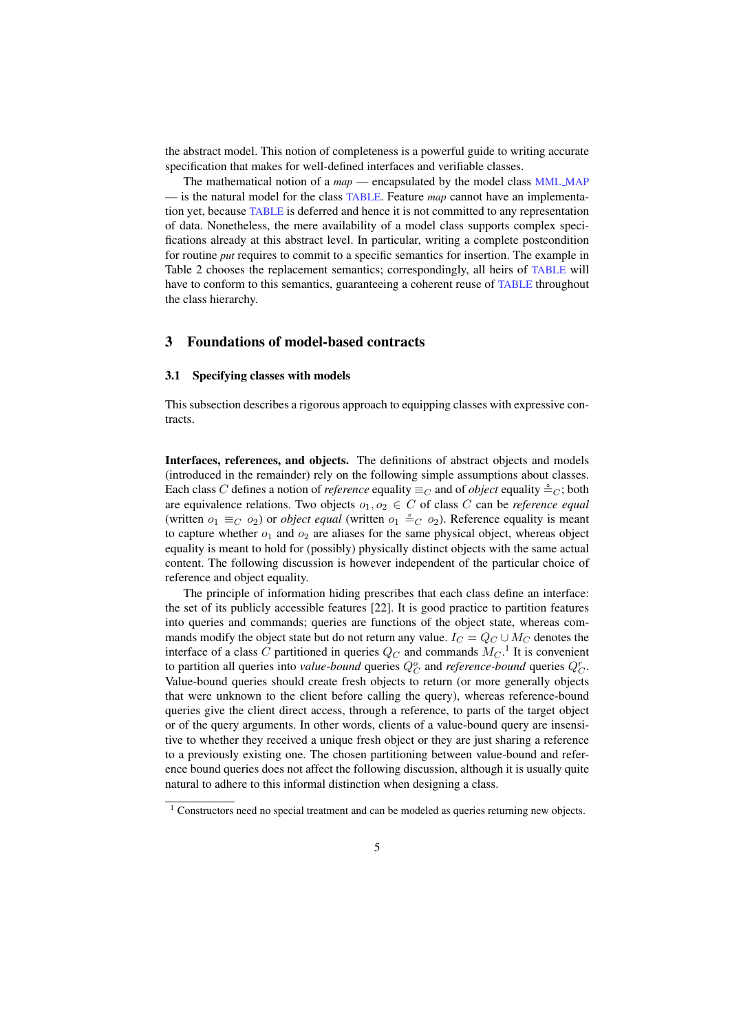the abstract model. This notion of completeness is a powerful guide to writing accurate specification that makes for well-defined interfaces and verifiable classes.

The mathematical notion of a *map* — encapsulated by the model class MML_MAP — is the natural model for the class TABLE. Feature *map* cannot have an implementation yet, because TABLE is deferred and hence it is not committed to any representation of data. Nonetheless, the mere availability of a model class supports complex specifications already at this abstract level. In particular, writing a complete postcondition for routine *put* requires to commit to a specific semantics for insertion. The example in Table 2 chooses the replacement semantics; correspondingly, all heirs of TABLE will have to conform to this semantics, guaranteeing a coherent reuse of TABLE throughout the class hierarchy.

## 3 Foundations of model-based contracts

### 3.1 Specifying classes with models

This subsection describes a rigorous approach to equipping classes with expressive contracts.

**Interfaces, references, and objects.** The definitions of abstract objects and models (introduced in the remainder) rely on the following simple assumptions about classes. Each class $C$ defines a notion of *reference* equality $\equiv_C$ and of *object* equality $\doteq_C$; both are equivalence relations. Two objects $o_1, o_2 \in C$ of class $C$ can be *reference equal* (written $o_1 \equiv_C o_2$) or *object equal* (written $o_1 \doteq_C o_2$). Reference equality is meant to capture whether $o_1$ and $o_2$ are aliases for the same physical object, whereas object equality is meant to hold for (possibly) physically distinct objects with the same actual content. The following discussion is however independent of the particular choice of reference and object equality.

The principle of information hiding prescribes that each class define an interface: the set of its publicly accessible features [22]. It is good practice to partition features into queries and commands; queries are functions of the object state, whereas commands modify the object state but do not return any value. $I_C = Q_C \cup M_C$ denotes the interface of a class $C$ partitioned in queries $Q_C$ and commands $M_C$.[1] It is convenient to partition all queries into *value-bound* queries $Q^o_C$ and *reference-bound* queries $Q^r_C$. Value-bound queries should create fresh objects to return (or more generally objects that were unknown to the client before calling the query), whereas reference-bound queries give the client direct access, through a reference, to parts of the target object or of the query arguments. In other words, clients of a value-bound query are insensitive to whether they received a unique fresh object or they are just sharing a reference to a previously existing one. The chosen partitioning between value-bound and reference bound queries does not affect the following discussion, although it is usually quite natural to adhere to this informal distinction when designing a class.

[1] Constructors need no special treatment and can be modeled as queries returning new objects.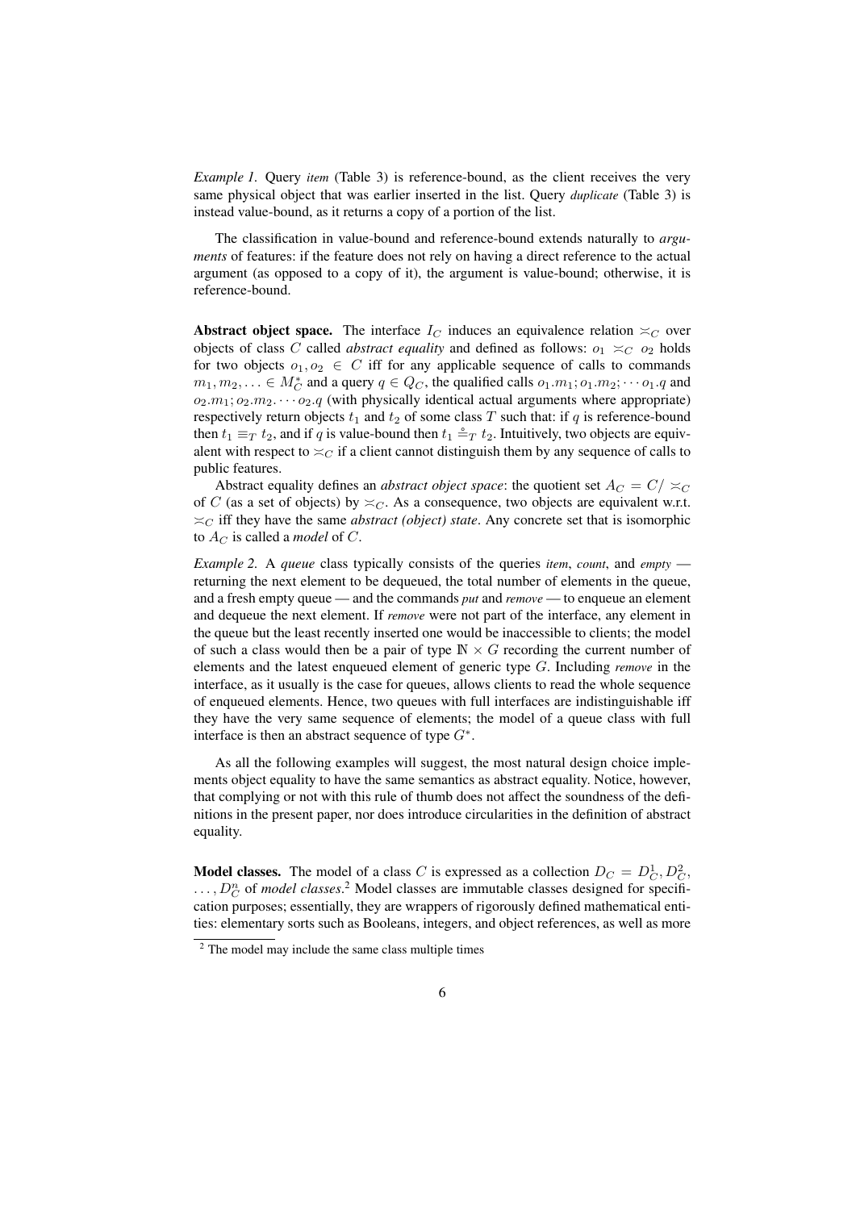*Example 1.* Query *item* (Table 3) is reference-bound, as the client receives the very same physical object that was earlier inserted in the list. Query *duplicate* (Table 3) is instead value-bound, as it returns a copy of a portion of the list.

The classification in value-bound and reference-bound extends naturally to *arguments* of features: if the feature does not rely on having a direct reference to the actual argument (as opposed to a copy of it), the argument is value-bound; otherwise, it is reference-bound.

**Abstract object space.** The interface $I_C$ induces an equivalence relation $\asymp_C$ over objects of class $C$ called *abstract equality* and defined as follows: $o_1 \asymp_C o_2$ holds for two objects $o_1, o_2 \in C$ iff for any applicable sequence of calls to commands $m_1, m_2, \ldots \in M_C^*$ and a query $q \in Q_C$, the qualified calls $o_1.m_1; o_1.m_2; \cdots o_1.q$ and $o_2.m_1; o_2.m_2. \cdots o_2.q$ (with physically identical actual arguments where appropriate) respectively return objects $t_1$ and $t_2$ of some class $T$ such that: if $q$ is reference-bound then $t_1 \equiv_T t_2$, and if $q$ is value-bound then $t_1 \doteq_T t_2$. Intuitively, two objects are equivalent with respect to $\asymp_C$ if a client cannot distinguish them by any sequence of calls to public features.

Abstract equality defines an *abstract object space*: the quotient set $A_C = C/\asymp_C$ of $C$ (as a set of objects) by $\asymp_C$. As a consequence, two objects are equivalent w.r.t. $\asymp_C$ iff they have the same *abstract (object) state*. Any concrete set that is isomorphic to $A_C$ is called a *model* of $C$.

*Example 2.* A *queue* class typically consists of the queries *item*, *count*, and *empty* — returning the next element to be dequeued, the total number of elements in the queue, and a fresh empty queue — and the commands *put* and *remove* — to enqueue an element and dequeue the next element. If *remove* were not part of the interface, any element in the queue but the least recently inserted one would be inaccessible to clients; the model of such a class would then be a pair of type $\mathbb{N} \times G$ recording the current number of elements and the latest enqueued element of generic type $G$. Including *remove* in the interface, as it usually is the case for queues, allows clients to read the whole sequence of enqueued elements. Hence, two queues with full interfaces are indistinguishable iff they have the very same sequence of elements; the model of a queue class with full interface is then an abstract sequence of type $G^*$.

As all the following examples will suggest, the most natural design choice implements object equality to have the same semantics as abstract equality. Notice, however, that complying or not with this rule of thumb does not affect the soundness of the definitions in the present paper, nor does introduce circularities in the definition of abstract equality.

**Model classes.** The model of a class $C$ is expressed as a collection $D_C = D_C^1, D_C^2, \ldots, D_C^{n}$ of *model classes*.[2] Model classes are immutable classes designed for specification purposes; essentially, they are wrappers of rigorously defined mathematical entities: elementary sorts such as Booleans, integers, and object references, as well as more

[2] The model may include the same class multiple times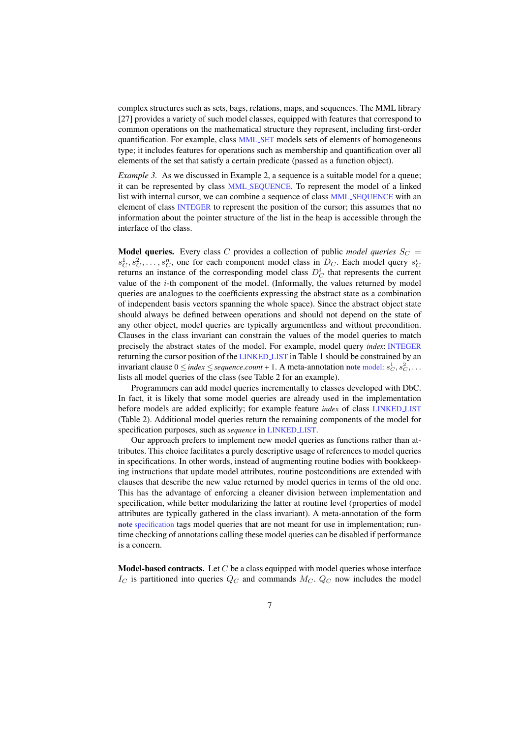complex structures such as sets, bags, relations, maps, and sequences. The MML library [27] provides a variety of such model classes, equipped with features that correspond to common operations on the mathematical structure they represent, including first-order quantification. For example, class MML_SET models sets of elements of homogeneous type; it includes features for operations such as membership and quantification over all elements of the set that satisfy a certain predicate (passed as a function object).

*Example 3.* As we discussed in Example 2, a sequence is a suitable model for a queue; it can be represented by class MML_SEQUENCE. To represent the model of a linked list with internal cursor, we can combine a sequence of class MML_SEQUENCE with an element of class INTEGER to represent the position of the cursor; this assumes that no information about the pointer structure of the list in the heap is accessible through the interface of the class.

**Model queries.** Every class $C$ provides a collection of public *model queries* $S_C = s_C^1, s_C^2, \ldots, s_C^n$, one for each component model class in $D_C$. Each model query $s_C^i$ returns an instance of the corresponding model class $D_C^i$ that represents the current value of the $i$-th component of the model. (Informally, the values returned by model queries are analogues to the coefficients expressing the abstract state as a combination of independent basis vectors spanning the whole space). Since the abstract object state should always be defined between operations and should not depend on the state of any other object, model queries are typically argumentless and without precondition. Clauses in the class invariant can constrain the values of the model queries to match precisely the abstract states of the model. For example, model query *index*: INTEGER returning the cursor position of the LINKED_LIST in Table 1 should be constrained by an invariant clause $0 \leq \mathit{index} \leq \mathit{sequence.count} + 1$. A meta-annotation **note** model: $s_C^1, s_C^2, \ldots$ lists all model queries of the class (see Table 2 for an example).

Programmers can add model queries incrementally to classes developed with DbC. In fact, it is likely that some model queries are already used in the implementation before models are added explicitly; for example feature *index* of class LINKED_LIST (Table 2). Additional model queries return the remaining components of the model for specification purposes, such as *sequence* in LINKED_LIST.

Our approach prefers to implement new model queries as functions rather than attributes. This choice facilitates a purely descriptive usage of references to model queries in specifications. In other words, instead of augmenting routine bodies with bookkeeping instructions that update model attributes, routine postconditions are extended with clauses that describe the new value returned by model queries in terms of the old one. This has the advantage of enforcing a cleaner division between implementation and specification, while better modularizing the latter at routine level (properties of model attributes are typically gathered in the class invariant). A meta-annotation of the form **note** specification tags model queries that are not meant for use in implementation; run-time checking of annotations calling these model queries can be disabled if performance is a concern.

**Model-based contracts.** Let $C$ be a class equipped with model queries whose interface $I_C$ is partitioned into queries $Q_C$ and commands $M_C$. $Q_C$ now includes the model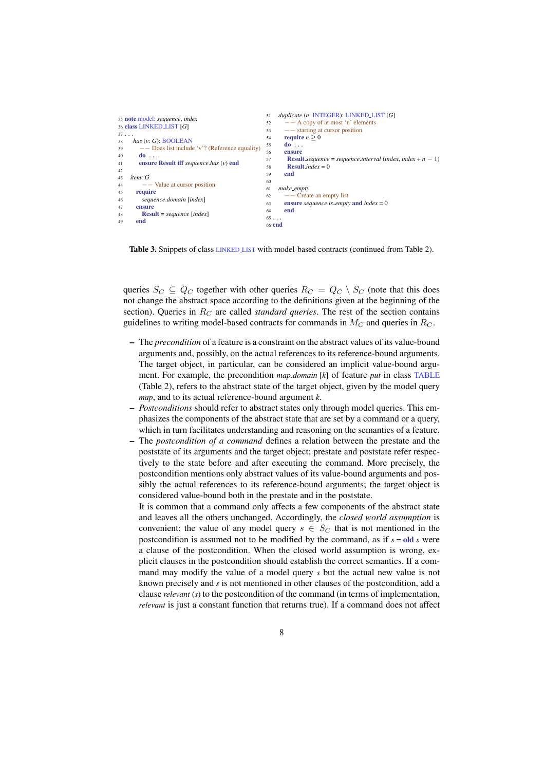```
35 note model: sequence, index
36 class LINKED_LIST [G]
37 ...
38   has (v: G): BOOLEAN
39     -- Does list include 'v'? (Reference equality)
40     do ...
41     ensure Result iff sequence.has (v) end
42
43   item: G
44     -- Value at cursor position
45     require
46       sequence.domain [index]
47     ensure
48       Result = sequence [index]
49     end
```

```
51   duplicate (n: INTEGER): LINKED_LIST [G]
52     -- A copy of at most 'n' elements
53     -- starting at cursor position
54     require n ≥ 0
55     do ...
56     ensure
57       Result.sequence = sequence.interval (index, index + n − 1)
58       Result.index = 0
59     end
60
61   make_empty
62     -- Create an empty list
63     ensure sequence.is_empty and index = 0
64     end
65 ...
66 end
```

**Table 3.** Snippets of class LINKED_LIST with model-based contracts (continued from Table 2).

queries $S_C \subseteq Q_C$ together with other queries $R_C = Q_C \setminus S_C$ (note that this does not change the abstract space according to the definitions given at the beginning of the section). Queries in $R_C$ are called *standard queries*. The rest of the section contains guidelines to writing model-based contracts for commands in $M_C$ and queries in $R_C$.

- The *precondition* of a feature is a constraint on the abstract values of its value-bound arguments and, possibly, on the actual references to its reference-bound arguments. The target object, in particular, can be considered an implicit value-bound argument. For example, the precondition *map.domain* [*k*] of feature *put* in class TABLE (Table 2), refers to the abstract state of the target object, given by the model query *map*, and to its actual reference-bound argument *k*.
- *Postconditions* should refer to abstract states only through model queries. This emphasizes the components of the abstract state that are set by a command or a query, which in turn facilitates understanding and reasoning on the semantics of a feature.
- The *postcondition of a command* defines a relation between the prestate and the poststate of its arguments and the target object; prestate and poststate refer respectively to the state before and after executing the command. More precisely, the postcondition mentions only abstract values of its value-bound arguments and possibly the actual references to its reference-bound arguments; the target object is considered value-bound both in the prestate and in the poststate.

  It is common that a command only affects a few components of the abstract state and leaves all the others unchanged. Accordingly, the *closed world assumption* is convenient: the value of any model query $s \in S_C$ that is not mentioned in the postcondition is assumed not to be modified by the command, as if *s* = **old** *s* were a clause of the postcondition. When the closed world assumption is wrong, explicit clauses in the postcondition should establish the correct semantics. If a command may modify the value of a model query *s* but the actual new value is not known precisely and *s* is not mentioned in other clauses of the postcondition, add a clause *relevant* (*s*) to the postcondition of the command (in terms of implementation, *relevant* is just a constant function that returns true). If a command does not affect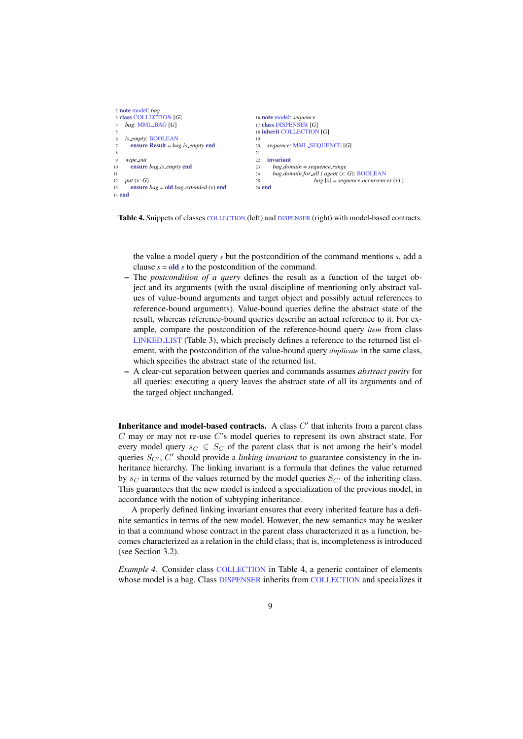```
 2 note model: bag
 3 class COLLECTION [G]
 4   bag: MML_BAG [G]
 5
 6   is_empty: BOOLEAN
 7     ensure Result = bag.is_empty end
 8
 9   wipe_out
10     ensure bag.is_empty end
11
12   put (v: G)
13     ensure bag = old bag.extended (v) end
14 end
```

```
16 note model: sequence
17 class DISPENSER [G]
18 inherit COLLECTION [G]
19
20   sequence: MML_SEQUENCE [G]
21
22   invariant
23     bag.domain = sequence.range
24     bag.domain.for_all ( agent (x: G): BOOLEAN
25                       bag [x] = sequence.occurrences (x) )
26 end
```

**Table 4.** Snippets of classes COLLECTION (left) and DISPENSER (right) with model-based contracts.

the value a model query *s* but the postcondition of the command mentions *s*, add a clause *s* = **old** *s* to the postcondition of the command.

- The *postcondition of a query* defines the result as a function of the target object and its arguments (with the usual discipline of mentioning only abstract values of value-bound arguments and target object and possibly actual references to reference-bound arguments). Value-bound queries define the abstract state of the result, whereas reference-bound queries describe an actual reference to it. For example, compare the postcondition of the reference-bound query *item* from class LINKED_LIST (Table 3), which precisely defines a reference to the returned list element, with the postcondition of the value-bound query *duplicate* in the same class, which specifies the abstract state of the returned list.
- A clear-cut separation between queries and commands assumes *abstract purity* for all queries: executing a query leaves the abstract state of all its arguments and of the targed object unchanged.

**Inheritance and model-based contracts.** A class $C'$ that inherits from a parent class $C$ may or may not re-use $C$'s model queries to represent its own abstract state. For every model query $s_C \in S_C$ of the parent class that is not among the heir's model queries $S_{C'}$, $C'$ should provide a *linking invariant* to guarantee consistency in the inheritance hierarchy. The linking invariant is a formula that defines the value returned by $s_C$ in terms of the values returned by the model queries $S_{C'}$ of the inheriting class. This guarantees that the new model is indeed a specialization of the previous model, in accordance with the notion of subtyping inheritance.

A properly defined linking invariant ensures that every inherited feature has a definite semantics in terms of the new model. However, the new semantics may be weaker in that a command whose contract in the parent class characterized it as a function, becomes characterized as a relation in the child class; that is, incompleteness is introduced (see Section 3.2).

*Example 4.* Consider class COLLECTION in Table 4, a generic container of elements whose model is a bag. Class DISPENSER inherits from COLLECTION and specializes it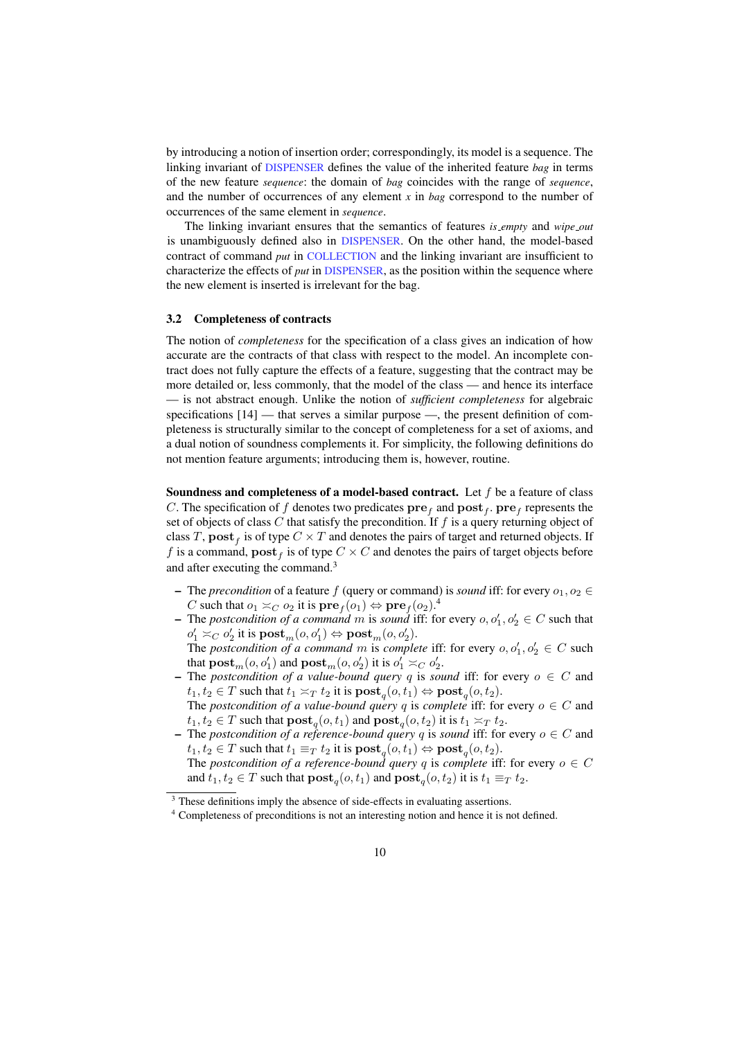by introducing a notion of insertion order; correspondingly, its model is a sequence. The linking invariant of DISPENSER defines the value of the inherited feature *bag* in terms of the new feature *sequence*: the domain of *bag* coincides with the range of *sequence*, and the number of occurrences of any element *x* in *bag* correspond to the number of occurrences of the same element in *sequence*.

The linking invariant ensures that the semantics of features *is_empty* and *wipe_out* is unambiguously defined also in DISPENSER. On the other hand, the model-based contract of command *put* in COLLECTION and the linking invariant are insufficient to characterize the effects of *put* in DISPENSER, as the position within the sequence where the new element is inserted is irrelevant for the bag.

### 3.2 Completeness of contracts

The notion of *completeness* for the specification of a class gives an indication of how accurate are the contracts of that class with respect to the model. An incomplete contract does not fully capture the effects of a feature, suggesting that the contract may be more detailed or, less commonly, that the model of the class — and hence its interface — is not abstract enough. Unlike the notion of *sufficient completeness* for algebraic specifications [14] — that serves a similar purpose —, the present definition of completeness is structurally similar to the concept of completeness for a set of axioms, and a dual notion of soundness complements it. For simplicity, the following definitions do not mention feature arguments; introducing them is, however, routine.

**Soundness and completeness of a model-based contract.** Let $f$ be a feature of class $C$. The specification of $f$ denotes two predicates $\mathbf{pre}_f$ and $\mathbf{post}_f$. $\mathbf{pre}_f$ represents the set of objects of class $C$ that satisfy the precondition. If $f$ is a query returning object of class $T$, $\mathbf{post}_f$ is of type $C \times T$ and denotes the pairs of target and returned objects. If $f$ is a command, $\mathbf{post}_f$ is of type $C \times C$ and denotes the pairs of target objects before and after executing the command.[3]

- The *precondition* of a feature $f$ (query or command) is *sound* iff: for every $o_1, o_2 \in C$ such that $o_1 \asymp_C o_2$ it is $\mathbf{pre}_f(o_1) \Leftrightarrow \mathbf{pre}_f(o_2)$.[4]
- The *postcondition of a command* $m$ is *sound* iff: for every $o, o'_1, o'_2 \in C$ such that $o'_1 \asymp_C o'_2$ it is $\mathbf{post}_m(o, o'_1) \Leftrightarrow \mathbf{post}_m(o, o'_2)$.
  The *postcondition of a command* $m$ is *complete* iff: for every $o, o'_1, o'_2 \in C$ such that $\mathbf{post}_m(o, o'_1)$ and $\mathbf{post}_m(o, o'_2)$ it is $o'_1 \asymp_C o'_2$.
- The *postcondition of a value-bound query* $q$ is *sound* iff: for every $o \in C$ and $t_1, t_2 \in T$ such that $t_1 \asymp_T t_2$ it is $\mathbf{post}_q(o, t_1) \Leftrightarrow \mathbf{post}_q(o, t_2)$.
  The *postcondition of a value-bound query* $q$ is *complete* iff: for every $o \in C$ and $t_1, t_2 \in T$ such that $\mathbf{post}_q(o, t_1)$ and $\mathbf{post}_q(o, t_2)$ it is $t_1 \asymp_T t_2$.
- The *postcondition of a reference-bound query* $q$ is *sound* iff: for every $o \in C$ and $t_1, t_2 \in T$ such that $t_1 \equiv_T t_2$ it is $\mathbf{post}_q(o, t_1) \Leftrightarrow \mathbf{post}_q(o, t_2)$.
  The *postcondition of a reference-bound query* $q$ is *complete* iff: for every $o \in C$ and $t_1, t_2 \in T$ such that $\mathbf{post}_q(o, t_1)$ and $\mathbf{post}_q(o, t_2)$ it is $t_1 \equiv_T t_2$.

[3] These definitions imply the absence of side-effects in evaluating assertions.

[4] Completeness of preconditions is not an interesting notion and hence it is not defined.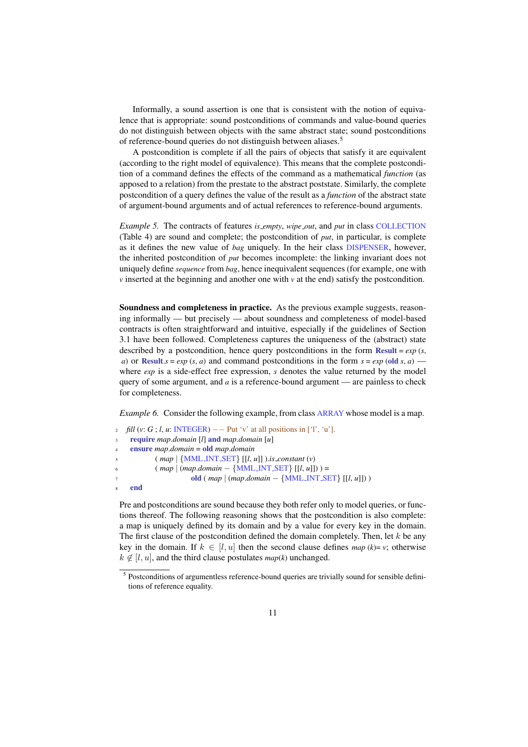Informally, a sound assertion is one that is consistent with the notion of equivalence that is appropriate: sound postconditions of commands and value-bound queries do not distinguish between objects with the same abstract state; sound postconditions of reference-bound queries do not distinguish between aliases.[5]

A postcondition is complete if all the pairs of objects that satisfy it are equivalent (according to the right model of equivalence). This means that the complete postcondition of a command defines the effects of the command as a mathematical *function* (as apposed to a relation) from the prestate to the abstract poststate. Similarly, the complete postcondition of a query defines the value of the result as a *function* of the abstract state of argument-bound arguments and of actual references to reference-bound arguments.

*Example 5.* The contracts of features *is_empty*, *wipe_out*, and *put* in class COLLECTION (Table 4) are sound and complete; the postcondition of *put*, in particular, is complete as it defines the new value of *bag* uniquely. In the heir class DISPENSER, however, the inherited postcondition of *put* becomes incomplete: the linking invariant does not uniquely define *sequence* from *bag*, hence inequivalent sequences (for example, one with *v* inserted at the beginning and another one with *v* at the end) satisfy the postcondition.

**Soundness and completeness in practice.** As the previous example suggests, reasoning informally — but precisely — about soundness and completeness of model-based contracts is often straightforward and intuitive, especially if the guidelines of Section 3.1 have been followed. Completeness captures the uniqueness of the (abstract) state described by a postcondition, hence query postconditions in the form **Result** = *exp* (*s*, *a*) or **Result**.*s* = *exp* (*s*, *a*) and command postconditions in the form *s* = *exp* (**old** *s*, *a*) — where *exp* is a side-effect free expression, *s* denotes the value returned by the model query of some argument, and *a* is a reference-bound argument — are painless to check for completeness.

*Example 6.* Consider the following example, from class ARRAY whose model is a map.

```
2  fill (v: G ; l, u: INTEGER) −− Put 'v' at all positions in ['l', 'u'].
3    require map.domain [l] and map.domain [u]
4    ensure map.domain = old map.domain
5            ( map | {MML_INT_SET} [[l, u]] ).is_constant (v)
6            ( map | (map.domain − {MML_INT_SET} [[l, u]]) ) =
7                       old ( map | (map.domain − {MML_INT_SET} [[l, u]]) )
8    end
```

Pre and postconditions are sound because they both refer only to model queries, or functions thereof. The following reasoning shows that the postcondition is also complete: a map is uniquely defined by its domain and by a value for every key in the domain. The first clause of the postcondition defined the domain completely. Then, let $k$ be any key in the domain. If $k \in [l, u]$ then the second clause defines *map* (*k*)= *v*; otherwise $k \notin [l, u]$, and the third clause postulates *map*(*k*) unchanged.

[5] Postconditions of argumentless reference-bound queries are trivially sound for sensible definitions of reference equality.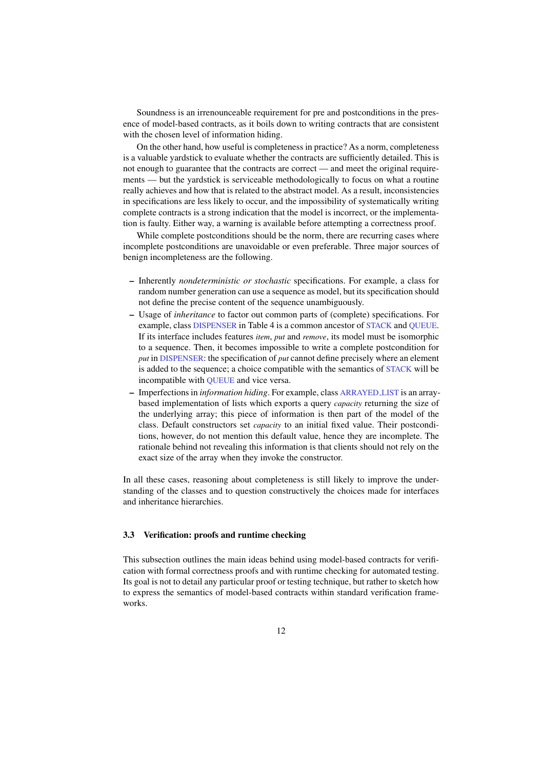Soundness is an irrenounceable requirement for pre and postconditions in the presence of model-based contracts, as it boils down to writing contracts that are consistent with the chosen level of information hiding.

On the other hand, how useful is completeness in practice? As a norm, completeness is a valuable yardstick to evaluate whether the contracts are sufficiently detailed. This is not enough to guarantee that the contracts are correct — and meet the original requirements — but the yardstick is serviceable methodologically to focus on what a routine really achieves and how that is related to the abstract model. As a result, inconsistencies in specifications are less likely to occur, and the impossibility of systematically writing complete contracts is a strong indication that the model is incorrect, or the implementation is faulty. Either way, a warning is available before attempting a correctness proof.

While complete postconditions should be the norm, there are recurring cases where incomplete postconditions are unavoidable or even preferable. Three major sources of benign incompleteness are the following.

- Inherently *nondeterministic or stochastic* specifications. For example, a class for random number generation can use a sequence as model, but its specification should not define the precise content of the sequence unambiguously.
- Usage of *inheritance* to factor out common parts of (complete) specifications. For example, class DISPENSER in Table 4 is a common ancestor of STACK and QUEUE. If its interface includes features *item*, *put* and *remove*, its model must be isomorphic to a sequence. Then, it becomes impossible to write a complete postcondition for *put* in DISPENSER: the specification of *put* cannot define precisely where an element is added to the sequence; a choice compatible with the semantics of STACK will be incompatible with QUEUE and vice versa.
- Imperfections in *information hiding*. For example, class ARRAYED_LIST is an array-based implementation of lists which exports a query *capacity* returning the size of the underlying array; this piece of information is then part of the model of the class. Default constructors set *capacity* to an initial fixed value. Their postconditions, however, do not mention this default value, hence they are incomplete. The rationale behind not revealing this information is that clients should not rely on the exact size of the array when they invoke the constructor.

In all these cases, reasoning about completeness is still likely to improve the understanding of the classes and to question constructively the choices made for interfaces and inheritance hierarchies.

### 3.3 Verification: proofs and runtime checking

This subsection outlines the main ideas behind using model-based contracts for verification with formal correctness proofs and with runtime checking for automated testing. Its goal is not to detail any particular proof or testing technique, but rather to sketch how to express the semantics of model-based contracts within standard verification frameworks.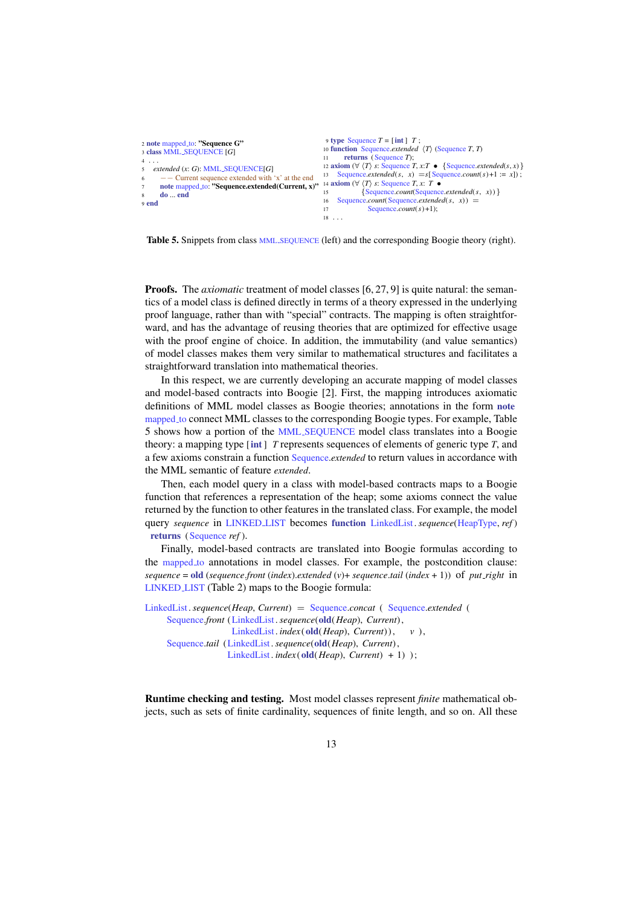| | |
|---|---|
| <pre>2 note mapped_to: "Sequence G"<br>3 class MML_SEQUENCE [G]<br>4 . . .<br>5   extended (x: G): MML_SEQUENCE[G]<br>6       -- Current sequence extended with 'x' at the end<br>7     note mapped_to: "Sequence.extended(Current, x)"<br>8     do ... end<br>9 end</pre> | <pre>9 type Sequence T = [int] T ;<br>10 function Sequence.extended ⟨T⟩ (Sequence T, T)<br>11       returns (Sequence T);<br>12 axiom (∀ ⟨T⟩ s: Sequence T, x:T • {Sequence.extended(s, x)}<br>13    Sequence.extended(s, x) =s[Sequence.count(s)+1 := x]) ;<br>14 axiom (∀ ⟨T⟩ s: Sequence T, x: T •<br>15             {Sequence.count(Sequence.extended(s, x))}<br>16    Sequence.count(Sequence.extended(s, x)) =<br>17             Sequence.count(s)+1);<br>18 . . .</pre> |

**Table 5.** Snippets from class MML_SEQUENCE (left) and the corresponding Boogie theory (right).

**Proofs.** The *axiomatic* treatment of model classes [6, 27, 9] is quite natural: the semantics of a model class is defined directly in terms of a theory expressed in the underlying proof language, rather than with "special" contracts. The mapping is often straightforward, and has the advantage of reusing theories that are optimized for effective usage with the proof engine of choice. In addition, the immutability (and value semantics) of model classes makes them very similar to mathematical structures and facilitates a straightforward translation into mathematical theories.

In this respect, we are currently developing an accurate mapping of model classes and model-based contracts into Boogie [2]. First, the mapping introduces axiomatic definitions of MML model classes as Boogie theories; annotations in the form **note** mapped_to connect MML classes to the corresponding Boogie types. For example, Table 5 shows how a portion of the MML_SEQUENCE model class translates into a Boogie theory: a mapping type [**int**] *T* represents sequences of elements of generic type *T*, and a few axioms constrain a function Sequence.*extended* to return values in accordance with the MML semantic of feature *extended*.

Then, each model query in a class with model-based contracts maps to a Boogie function that references a representation of the heap; some axioms connect the value returned by the function to other features in the translated class. For example, the model query *sequence* in LINKED_LIST becomes **function** LinkedList.*sequence*(HeapType, *ref*) **returns** (Sequence *ref*).

Finally, model-based contracts are translated into Boogie formulas according to the mapped_to annotations in model classes. For example, the postcondition clause: *sequence* = **old** (*sequence.front* (*index*).*extended* (*v*)+ *sequence.tail* (*index* + 1)) of *put_right* in LINKED_LIST (Table 2) maps to the Boogie formula:

```
LinkedList.sequence(Heap, Current) = Sequence.concat ( Sequence.extended (
     Sequence.front (LinkedList.sequence(old(Heap), Current),
                    LinkedList.index(old(Heap), Current)),     v ),
     Sequence.tail (LinkedList.sequence(old(Heap), Current),
                   LinkedList.index(old(Heap), Current) + 1) );
```

**Runtime checking and testing.** Most model classes represent *finite* mathematical objects, such as sets of finite cardinality, sequences of finite length, and so on. All these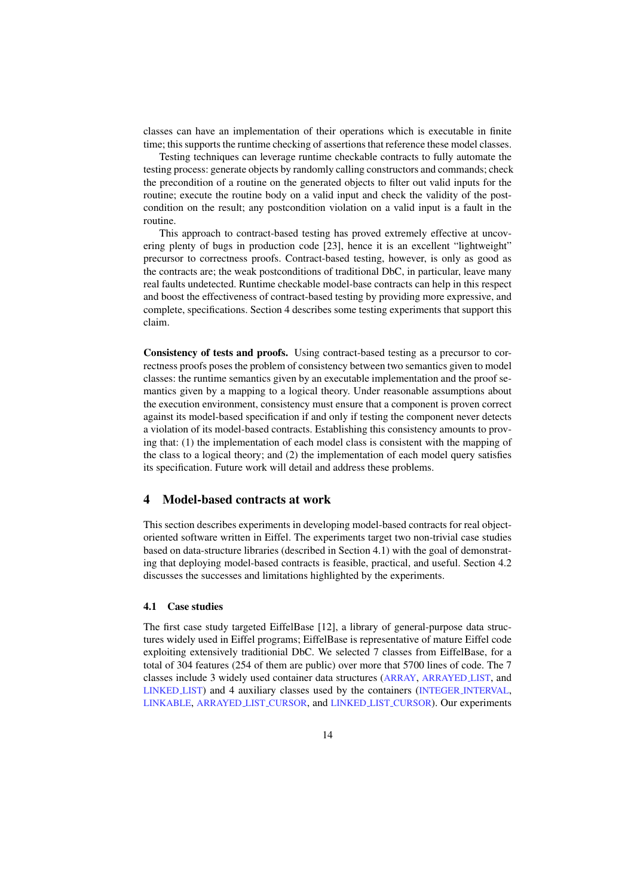classes can have an implementation of their operations which is executable in finite time; this supports the runtime checking of assertions that reference these model classes.

Testing techniques can leverage runtime checkable contracts to fully automate the testing process: generate objects by randomly calling constructors and commands; check the precondition of a routine on the generated objects to filter out valid inputs for the routine; execute the routine body on a valid input and check the validity of the postcondition on the result; any postcondition violation on a valid input is a fault in the routine.

This approach to contract-based testing has proved extremely effective at uncovering plenty of bugs in production code [23], hence it is an excellent "lightweight" precursor to correctness proofs. Contract-based testing, however, is only as good as the contracts are; the weak postconditions of traditional DbC, in particular, leave many real faults undetected. Runtime checkable model-base contracts can help in this respect and boost the effectiveness of contract-based testing by providing more expressive, and complete, specifications. Section 4 describes some testing experiments that support this claim.

**Consistency of tests and proofs.** Using contract-based testing as a precursor to correctness proofs poses the problem of consistency between two semantics given to model classes: the runtime semantics given by an executable implementation and the proof semantics given by a mapping to a logical theory. Under reasonable assumptions about the execution environment, consistency must ensure that a component is proven correct against its model-based specification if and only if testing the component never detects a violation of its model-based contracts. Establishing this consistency amounts to proving that: (1) the implementation of each model class is consistent with the mapping of the class to a logical theory; and (2) the implementation of each model query satisfies its specification. Future work will detail and address these problems.

## 4 Model-based contracts at work

This section describes experiments in developing model-based contracts for real object-oriented software written in Eiffel. The experiments target two non-trivial case studies based on data-structure libraries (described in Section 4.1) with the goal of demonstrating that deploying model-based contracts is feasible, practical, and useful. Section 4.2 discusses the successes and limitations highlighted by the experiments.

### 4.1 Case studies

The first case study targeted EiffelBase [12], a library of general-purpose data structures widely used in Eiffel programs; EiffelBase is representative of mature Eiffel code exploiting extensively traditionial DbC. We selected 7 classes from EiffelBase, for a total of 304 features (254 of them are public) over more that 5700 lines of code. The 7 classes include 3 widely used container data structures (ARRAY, ARRAYED_LIST, and LINKED_LIST) and 4 auxiliary classes used by the containers (INTEGER_INTERVAL, LINKABLE, ARRAYED_LIST_CURSOR, and LINKED_LIST_CURSOR). Our experiments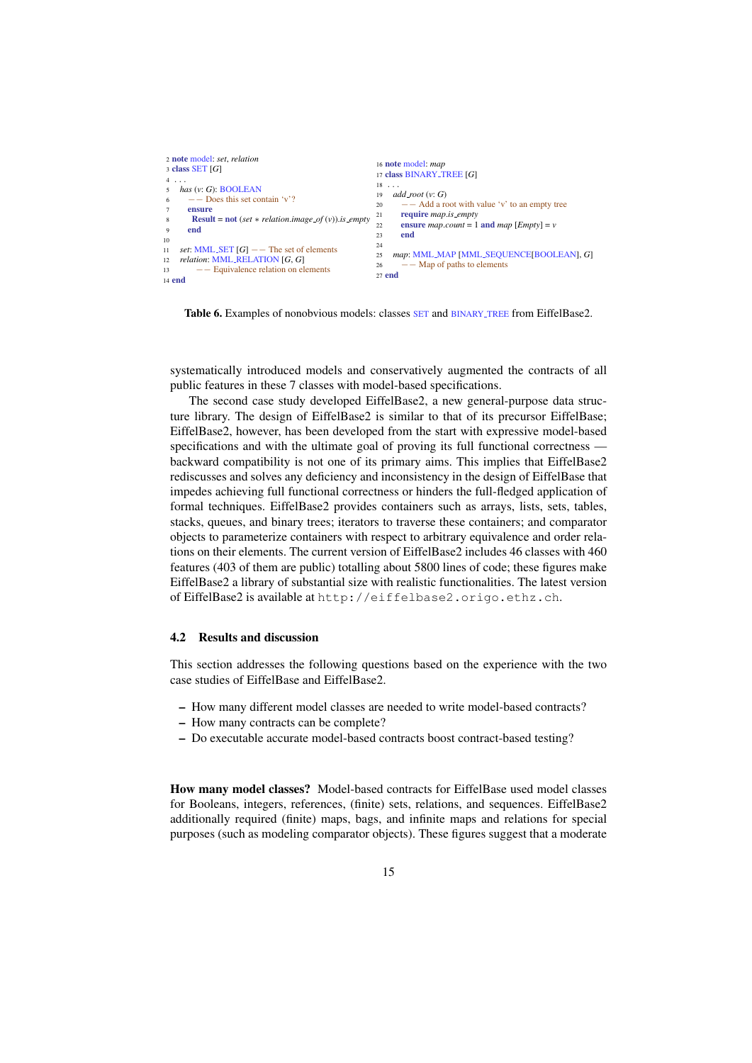```
2  note model: set, relation
3  class SET [G]
4  . . .
5    has (v: G): BOOLEAN
6      -- Does this set contain 'v'?
7      ensure
8        Result = not (set * relation.image_of (v)).is_empty
9      end
10
11   set: MML_SET [G] -- The set of elements
12   relation: MML_RELATION [G, G]
13       -- Equivalence relation on elements
14 end
```

```
16 note model: map
17 class BINARY_TREE [G]
18 . . .
19   add_root (v: G)
20     -- Add a root with value 'v' to an empty tree
21     require map.is_empty
22     ensure map.count = 1 and map [Empty] = v
23     end
24
25   map: MML_MAP [MML_SEQUENCE[BOOLEAN], G]
26     -- Map of paths to elements
27 end
```

**Table 6.** Examples of nonobvious models: classes SET and BINARY_TREE from EiffelBase2.

systematically introduced models and conservatively augmented the contracts of all public features in these 7 classes with model-based specifications.

The second case study developed EiffelBase2, a new general-purpose data structure library. The design of EiffelBase2 is similar to that of its precursor EiffelBase; EiffelBase2, however, has been developed from the start with expressive model-based specifications and with the ultimate goal of proving its full functional correctness — backward compatibility is not one of its primary aims. This implies that EiffelBase2 rediscusses and solves any deficiency and inconsistency in the design of EiffelBase that impedes achieving full functional correctness or hinders the full-fledged application of formal techniques. EiffelBase2 provides containers such as arrays, lists, sets, tables, stacks, queues, and binary trees; iterators to traverse these containers; and comparator objects to parameterize containers with respect to arbitrary equivalence and order relations on their elements. The current version of EiffelBase2 includes 46 classes with 460 features (403 of them are public) totalling about 5800 lines of code; these figures make EiffelBase2 a library of substantial size with realistic functionalities. The latest version of EiffelBase2 is available at `http://eiffelbase2.origo.ethz.ch`.

### 4.2 Results and discussion

This section addresses the following questions based on the experience with the two case studies of EiffelBase and EiffelBase2.

- How many different model classes are needed to write model-based contracts?
- How many contracts can be complete?
- Do executable accurate model-based contracts boost contract-based testing?

**How many model classes?** Model-based contracts for EiffelBase used model classes for Booleans, integers, references, (finite) sets, relations, and sequences. EiffelBase2 additionally required (finite) maps, bags, and infinite maps and relations for special purposes (such as modeling comparator objects). These figures suggest that a moderate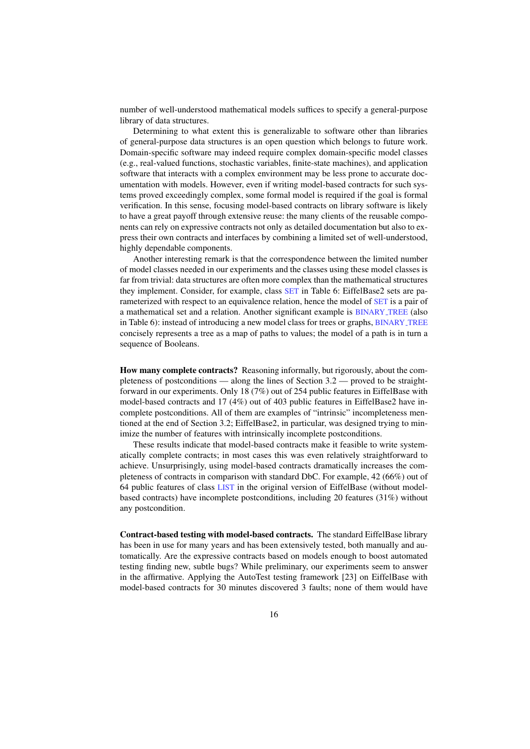number of well-understood mathematical models suffices to specify a general-purpose library of data structures.

Determining to what extent this is generalizable to software other than libraries of general-purpose data structures is an open question which belongs to future work. Domain-specific software may indeed require complex domain-specific model classes (e.g., real-valued functions, stochastic variables, finite-state machines), and application software that interacts with a complex environment may be less prone to accurate documentation with models. However, even if writing model-based contracts for such systems proved exceedingly complex, some formal model is required if the goal is formal verification. In this sense, focusing model-based contracts on library software is likely to have a great payoff through extensive reuse: the many clients of the reusable components can rely on expressive contracts not only as detailed documentation but also to express their own contracts and interfaces by combining a limited set of well-understood, highly dependable components.

Another interesting remark is that the correspondence between the limited number of model classes needed in our experiments and the classes using these model classes is far from trivial: data structures are often more complex than the mathematical structures they implement. Consider, for example, class SET in Table 6: EiffelBase2 sets are parameterized with respect to an equivalence relation, hence the model of SET is a pair of a mathematical set and a relation. Another significant example is BINARY_TREE (also in Table 6): instead of introducing a new model class for trees or graphs, BINARY_TREE concisely represents a tree as a map of paths to values; the model of a path is in turn a sequence of Booleans.

**How many complete contracts?** Reasoning informally, but rigorously, about the completeness of postconditions — along the lines of Section 3.2 — proved to be straightforward in our experiments. Only 18 (7%) out of 254 public features in EiffelBase with model-based contracts and 17 (4%) out of 403 public features in EiffelBase2 have incomplete postconditions. All of them are examples of "intrinsic" incompleteness mentioned at the end of Section 3.2; EiffelBase2, in particular, was designed trying to minimize the number of features with intrinsically incomplete postconditions.

These results indicate that model-based contracts make it feasible to write systematically complete contracts; in most cases this was even relatively straightforward to achieve. Unsurprisingly, using model-based contracts dramatically increases the completeness of contracts in comparison with standard DbC. For example, 42 (66%) out of 64 public features of class LIST in the original version of EiffelBase (without model-based contracts) have incomplete postconditions, including 20 features (31%) without any postcondition.

**Contract-based testing with model-based contracts.** The standard EiffelBase library has been in use for many years and has been extensively tested, both manually and automatically. Are the expressive contracts based on models enough to boost automated testing finding new, subtle bugs? While preliminary, our experiments seem to answer in the affirmative. Applying the AutoTest testing framework [23] on EiffelBase with model-based contracts for 30 minutes discovered 3 faults; none of them would have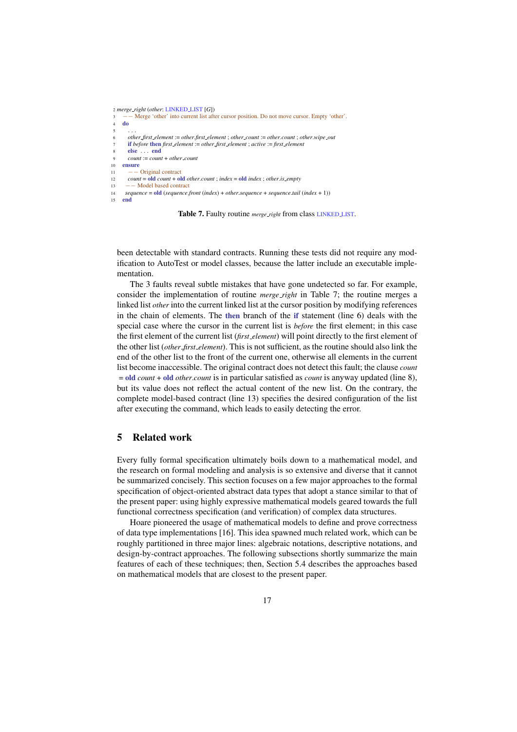```
2  merge_right (other: LINKED_LIST [G])
3      -- Merge 'other' into current list after cursor position. Do not move cursor. Empty 'other'.
4    do
5        . . .
6        other_first_element := other.first_element ; other_count := other.count ; other.wipe_out
7        if before then first_element := other_first_element ; active := first_element
8        else . . . end
9        count := count + other_count
10   ensure
11       -- Original contract
12       count = old count + old other.count ; index = old index ; other.is_empty
13     -- Model based contract
14     sequence = old (sequence.front (index) + other.sequence + sequence.tail (index + 1))
15   end
```

**Table 7.** Faulty routine *merge_right* from class LINKED_LIST.

been detectable with standard contracts. Running these tests did not require any modification to AutoTest or model classes, because the latter include an executable implementation.

The 3 faults reveal subtle mistakes that have gone undetected so far. For example, consider the implementation of routine *merge_right* in Table 7; the routine merges a linked list *other* into the current linked list at the cursor position by modifying references in the chain of elements. The **then** branch of the **if** statement (line 6) deals with the special case where the cursor in the current list is *before* the first element; in this case the first element of the current list (*first_element*) will point directly to the first element of the other list (*other_first_element*). This is not sufficient, as the routine should also link the end of the other list to the front of the current one, otherwise all elements in the current list become inaccessible. The original contract does not detect this fault; the clause *count* = **old** *count* + **old** *other.count* is in particular satisfied as *count* is anyway updated (line 8), but its value does not reflect the actual content of the new list. On the contrary, the complete model-based contract (line 13) specifies the desired configuration of the list after executing the command, which leads to easily detecting the error.

## 5 Related work

Every fully formal specification ultimately boils down to a mathematical model, and the research on formal modeling and analysis is so extensive and diverse that it cannot be summarized concisely. This section focuses on a few major approaches to the formal specification of object-oriented abstract data types that adopt a stance similar to that of the present paper: using highly expressive mathematical models geared towards the full functional correctness specification (and verification) of complex data structures.

Hoare pioneered the usage of mathematical models to define and prove correctness of data type implementations [16]. This idea spawned much related work, which can be roughly partitioned in three major lines: algebraic notations, descriptive notations, and design-by-contract approaches. The following subsections shortly summarize the main features of each of these techniques; then, Section 5.4 describes the approaches based on mathematical models that are closest to the present paper.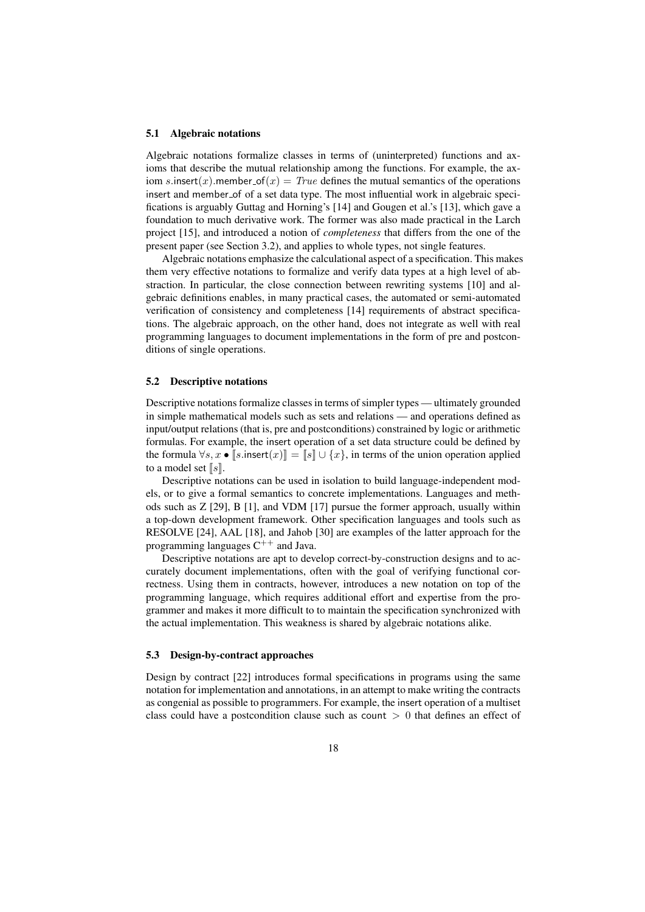### 5.1 Algebraic notations

Algebraic notations formalize classes in terms of (uninterpreted) functions and axioms that describe the mutual relationship among the functions. For example, the axiom $s.\mathsf{insert}(x).\mathsf{member\_of}(x) = \mathit{True}$ defines the mutual semantics of the operations insert and member_of of a set data type. The most influential work in algebraic specifications is arguably Guttag and Horning's [14] and Gougen et al.'s [13], which gave a foundation to much derivative work. The former was also made practical in the Larch project [15], and introduced a notion of *completeness* that differs from the one of the present paper (see Section 3.2), and applies to whole types, not single features.

Algebraic notations emphasize the calculational aspect of a specification. This makes them very effective notations to formalize and verify data types at a high level of abstraction. In particular, the close connection between rewriting systems [10] and algebraic definitions enables, in many practical cases, the automated or semi-automated verification of consistency and completeness [14] requirements of abstract specifications. The algebraic approach, on the other hand, does not integrate as well with real programming languages to document implementations in the form of pre and postconditions of single operations.

### 5.2 Descriptive notations

Descriptive notations formalize classes in terms of simpler types — ultimately grounded in simple mathematical models such as sets and relations — and operations defined as input/output relations (that is, pre and postconditions) constrained by logic or arithmetic formulas. For example, the insert operation of a set data structure could be defined by the formula $\forall s, x \bullet [\![s.\mathsf{insert}(x)]\!] = [\![s]\!] \cup \{x\}$, in terms of the union operation applied to a model set $[\![s]\!]$.

Descriptive notations can be used in isolation to build language-independent models, or to give a formal semantics to concrete implementations. Languages and methods such as Z [29], B [1], and VDM [17] pursue the former approach, usually within a top-down development framework. Other specification languages and tools such as RESOLVE [24], AAL [18], and Jahob [30] are examples of the latter approach for the programming languages $\mathrm{C}^{++}$ and Java.

Descriptive notations are apt to develop correct-by-construction designs and to accurately document implementations, often with the goal of verifying functional correctness. Using them in contracts, however, introduces a new notation on top of the programming language, which requires additional effort and expertise from the programmer and makes it more difficult to to maintain the specification synchronized with the actual implementation. This weakness is shared by algebraic notations alike.

### 5.3 Design-by-contract approaches

Design by contract [22] introduces formal specifications in programs using the same notation for implementation and annotations, in an attempt to make writing the contracts as congenial as possible to programmers. For example, the insert operation of a multiset class could have a postcondition clause such as count $> 0$ that defines an effect of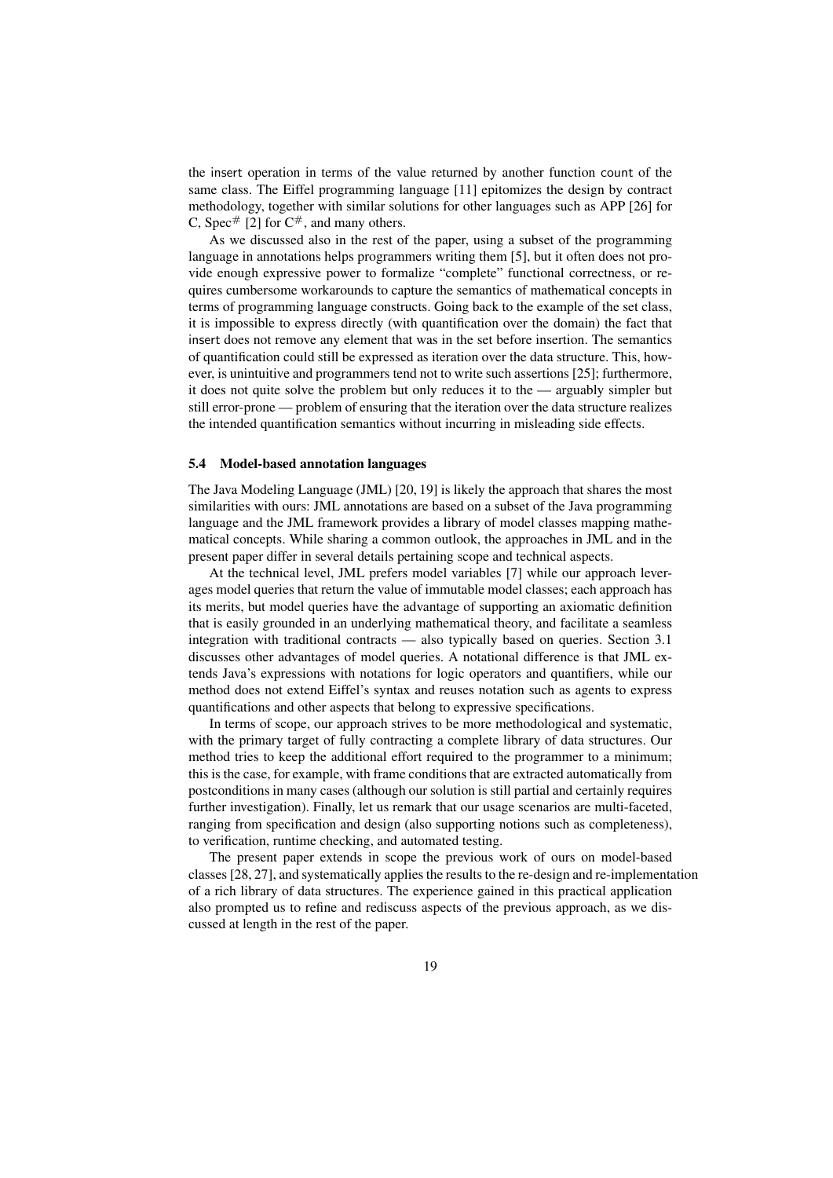the insert operation in terms of the value returned by another function count of the same class. The Eiffel programming language [11] epitomizes the design by contract methodology, together with similar solutions for other languages such as APP [26] for C, Spec$^{\#}$ [2] for C$^{\#}$, and many others.

As we discussed also in the rest of the paper, using a subset of the programming language in annotations helps programmers writing them [5], but it often does not provide enough expressive power to formalize "complete" functional correctness, or requires cumbersome workarounds to capture the semantics of mathematical concepts in terms of programming language constructs. Going back to the example of the set class, it is impossible to express directly (with quantification over the domain) the fact that insert does not remove any element that was in the set before insertion. The semantics of quantification could still be expressed as iteration over the data structure. This, however, is unintuitive and programmers tend not to write such assertions [25]; furthermore, it does not quite solve the problem but only reduces it to the — arguably simpler but still error-prone — problem of ensuring that the iteration over the data structure realizes the intended quantification semantics without incurring in misleading side effects.

### 5.4 Model-based annotation languages

The Java Modeling Language (JML) [20, 19] is likely the approach that shares the most similarities with ours: JML annotations are based on a subset of the Java programming language and the JML framework provides a library of model classes mapping mathematical concepts. While sharing a common outlook, the approaches in JML and in the present paper differ in several details pertaining scope and technical aspects.

At the technical level, JML prefers model variables [7] while our approach leverages model queries that return the value of immutable model classes; each approach has its merits, but model queries have the advantage of supporting an axiomatic definition that is easily grounded in an underlying mathematical theory, and facilitate a seamless integration with traditional contracts — also typically based on queries. Section 3.1 discusses other advantages of model queries. A notational difference is that JML extends Java's expressions with notations for logic operators and quantifiers, while our method does not extend Eiffel's syntax and reuses notation such as agents to express quantifications and other aspects that belong to expressive specifications.

In terms of scope, our approach strives to be more methodological and systematic, with the primary target of fully contracting a complete library of data structures. Our method tries to keep the additional effort required to the programmer to a minimum; this is the case, for example, with frame conditions that are extracted automatically from postconditions in many cases (although our solution is still partial and certainly requires further investigation). Finally, let us remark that our usage scenarios are multi-faceted, ranging from specification and design (also supporting notions such as completeness), to verification, runtime checking, and automated testing.

The present paper extends in scope the previous work of ours on model-based classes [28, 27], and systematically applies the results to the re-design and re-implementation of a rich library of data structures. The experience gained in this practical application also prompted us to refine and rediscuss aspects of the previous approach, as we discussed at length in the rest of the paper.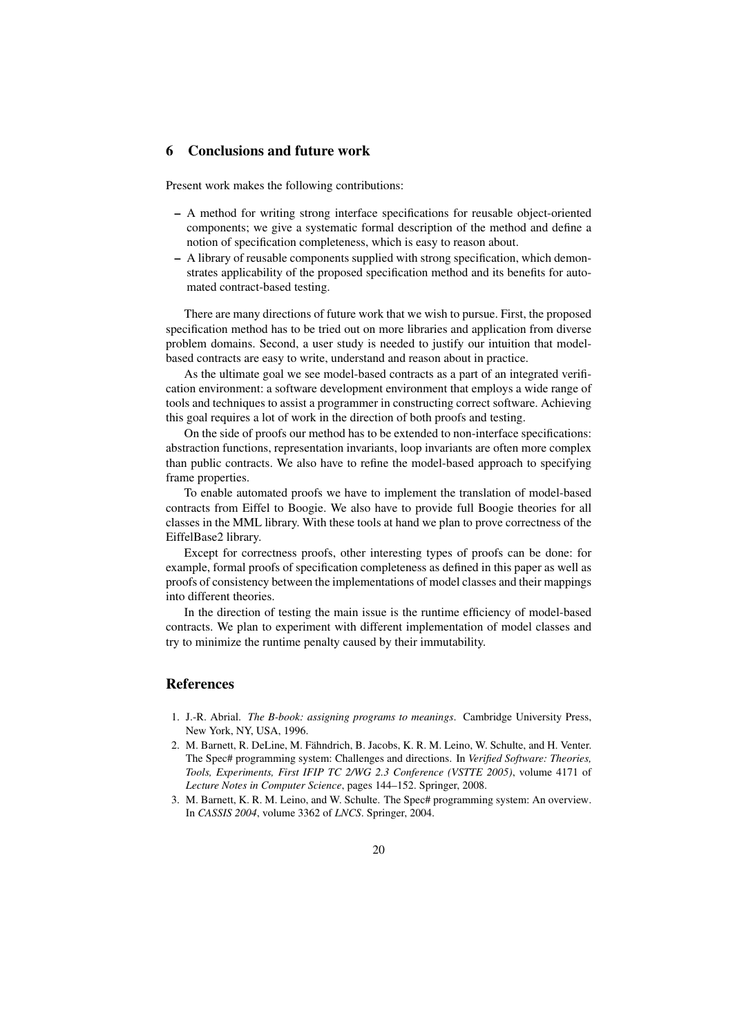## 6 Conclusions and future work

Present work makes the following contributions:

- A method for writing strong interface specifications for reusable object-oriented components; we give a systematic formal description of the method and define a notion of specification completeness, which is easy to reason about.
- A library of reusable components supplied with strong specification, which demonstrates applicability of the proposed specification method and its benefits for automated contract-based testing.

There are many directions of future work that we wish to pursue. First, the proposed specification method has to be tried out on more libraries and application from diverse problem domains. Second, a user study is needed to justify our intuition that model-based contracts are easy to write, understand and reason about in practice.

As the ultimate goal we see model-based contracts as a part of an integrated verification environment: a software development environment that employs a wide range of tools and techniques to assist a programmer in constructing correct software. Achieving this goal requires a lot of work in the direction of both proofs and testing.

On the side of proofs our method has to be extended to non-interface specifications: abstraction functions, representation invariants, loop invariants are often more complex than public contracts. We also have to refine the model-based approach to specifying frame properties.

To enable automated proofs we have to implement the translation of model-based contracts from Eiffel to Boogie. We also have to provide full Boogie theories for all classes in the MML library. With these tools at hand we plan to prove correctness of the EiffelBase2 library.

Except for correctness proofs, other interesting types of proofs can be done: for example, formal proofs of specification completeness as defined in this paper as well as proofs of consistency between the implementations of model classes and their mappings into different theories.

In the direction of testing the main issue is the runtime efficiency of model-based contracts. We plan to experiment with different implementation of model classes and try to minimize the runtime penalty caused by their immutability.

## References

1. J.-R. Abrial. *The B-book: assigning programs to meanings*. Cambridge University Press, New York, NY, USA, 1996.
2. M. Barnett, R. DeLine, M. Fähndrich, B. Jacobs, K. R. M. Leino, W. Schulte, and H. Venter. The Spec# programming system: Challenges and directions. In *Verified Software: Theories, Tools, Experiments, First IFIP TC 2/WG 2.3 Conference (VSTTE 2005)*, volume 4171 of *Lecture Notes in Computer Science*, pages 144–152. Springer, 2008.
3. M. Barnett, K. R. M. Leino, and W. Schulte. The Spec# programming system: An overview. In *CASSIS 2004*, volume 3362 of *LNCS*. Springer, 2004.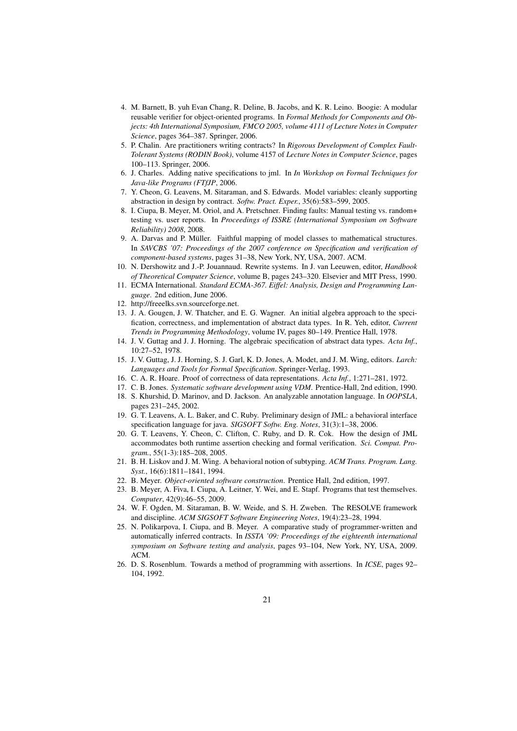4. M. Barnett, B. yuh Evan Chang, R. Deline, B. Jacobs, and K. R. Leino. Boogie: A modular reusable verifier for object-oriented programs. In *Formal Methods for Components and Objects: 4th International Symposium, FMCO 2005, volume 4111 of Lecture Notes in Computer Science*, pages 364–387. Springer, 2006.
5. P. Chalin. Are practitioners writing contracts? In *Rigorous Development of Complex Fault-Tolerant Systems (RODIN Book)*, volume 4157 of *Lecture Notes in Computer Science*, pages 100–113. Springer, 2006.
6. J. Charles. Adding native specifications to jml. In *In Workshop on Formal Techniques for Java-like Programs (FTfJP*, 2006.
7. Y. Cheon, G. Leavens, M. Sitaraman, and S. Edwards. Model variables: cleanly supporting abstraction in design by contract. *Softw. Pract. Exper.*, 35(6):583–599, 2005.
8. I. Ciupa, B. Meyer, M. Oriol, and A. Pretschner. Finding faults: Manual testing vs. random+ testing vs. user reports. In *Proceedings of ISSRE (International Symposium on Software Reliability) 2008*, 2008.
9. A. Darvas and P. Müller. Faithful mapping of model classes to mathematical structures. In *SAVCBS '07: Proceedings of the 2007 conference on Specification and verification of component-based systems*, pages 31–38, New York, NY, USA, 2007. ACM.
10. N. Dershowitz and J.-P. Jouannaud. Rewrite systems. In J. van Leeuwen, editor, *Handbook of Theoretical Computer Science*, volume B, pages 243–320. Elsevier and MIT Press, 1990.
11. ECMA International. *Standard ECMA-367. Eiffel: Analysis, Design and Programming Language*. 2nd edition, June 2006.
12. http://freeelks.svn.sourceforge.net.
13. J. A. Gougen, J. W. Thatcher, and E. G. Wagner. An initial algebra approach to the specification, correctness, and implementation of abstract data types. In R. Yeh, editor, *Current Trends in Programming Methodology*, volume IV, pages 80–149. Prentice Hall, 1978.
14. J. V. Guttag and J. J. Horning. The algebraic specification of abstract data types. *Acta Inf.*, 10:27–52, 1978.
15. J. V. Guttag, J. J. Horning, S. J. Garl, K. D. Jones, A. Modet, and J. M. Wing, editors. *Larch: Languages and Tools for Formal Specification*. Springer-Verlag, 1993.
16. C. A. R. Hoare. Proof of correctness of data representations. *Acta Inf.*, 1:271–281, 1972.
17. C. B. Jones. *Systematic software development using VDM*. Prentice-Hall, 2nd edition, 1990.
18. S. Khurshid, D. Marinov, and D. Jackson. An analyzable annotation language. In *OOPSLA*, pages 231–245, 2002.
19. G. T. Leavens, A. L. Baker, and C. Ruby. Preliminary design of JML: a behavioral interface specification language for java. *SIGSOFT Softw. Eng. Notes*, 31(3):1–38, 2006.
20. G. T. Leavens, Y. Cheon, C. Clifton, C. Ruby, and D. R. Cok. How the design of JML accommodates both runtime assertion checking and formal verification. *Sci. Comput. Program.*, 55(1-3):185–208, 2005.
21. B. H. Liskov and J. M. Wing. A behavioral notion of subtyping. *ACM Trans. Program. Lang. Syst.*, 16(6):1811–1841, 1994.
22. B. Meyer. *Object-oriented software construction*. Prentice Hall, 2nd edition, 1997.
23. B. Meyer, A. Fiva, I. Ciupa, A. Leitner, Y. Wei, and E. Stapf. Programs that test themselves. *Computer*, 42(9):46–55, 2009.
24. W. F. Ogden, M. Sitaraman, B. W. Weide, and S. H. Zweben. The RESOLVE framework and discipline. *ACM SIGSOFT Software Engineering Notes*, 19(4):23–28, 1994.
25. N. Polikarpova, I. Ciupa, and B. Meyer. A comparative study of programmer-written and automatically inferred contracts. In *ISSTA '09: Proceedings of the eighteenth international symposium on Software testing and analysis*, pages 93–104, New York, NY, USA, 2009. ACM.
26. D. S. Rosenblum. Towards a method of programming with assertions. In *ICSE*, pages 92–104, 1992.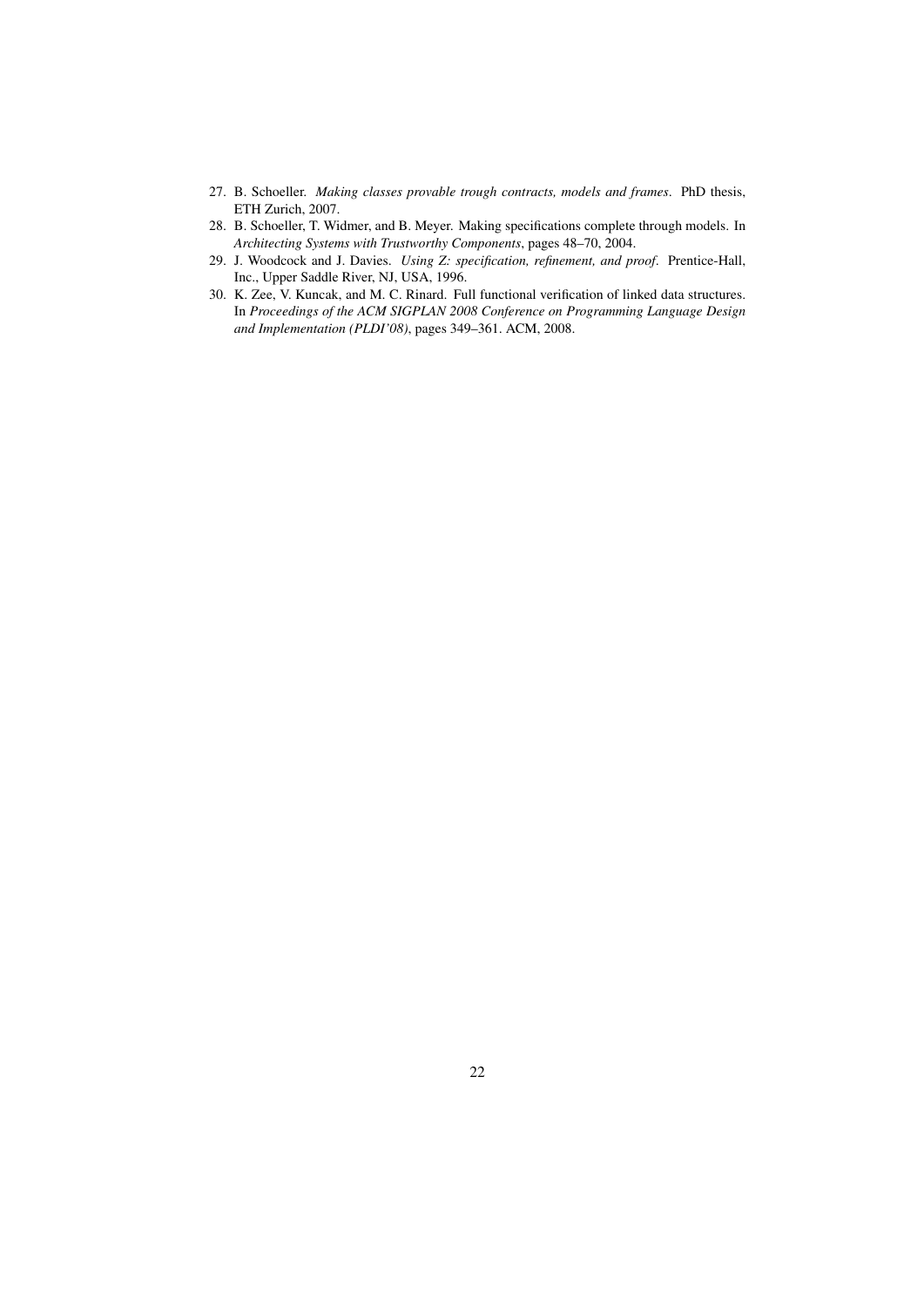27. B. Schoeller. *Making classes provable trough contracts, models and frames*. PhD thesis, ETH Zurich, 2007.
28. B. Schoeller, T. Widmer, and B. Meyer. Making specifications complete through models. In *Architecting Systems with Trustworthy Components*, pages 48–70, 2004.
29. J. Woodcock and J. Davies. *Using Z: specification, refinement, and proof*. Prentice-Hall, Inc., Upper Saddle River, NJ, USA, 1996.
30. K. Zee, V. Kuncak, and M. C. Rinard. Full functional verification of linked data structures. In *Proceedings of the ACM SIGPLAN 2008 Conference on Programming Language Design and Implementation (PLDI'08)*, pages 349–361. ACM, 2008.